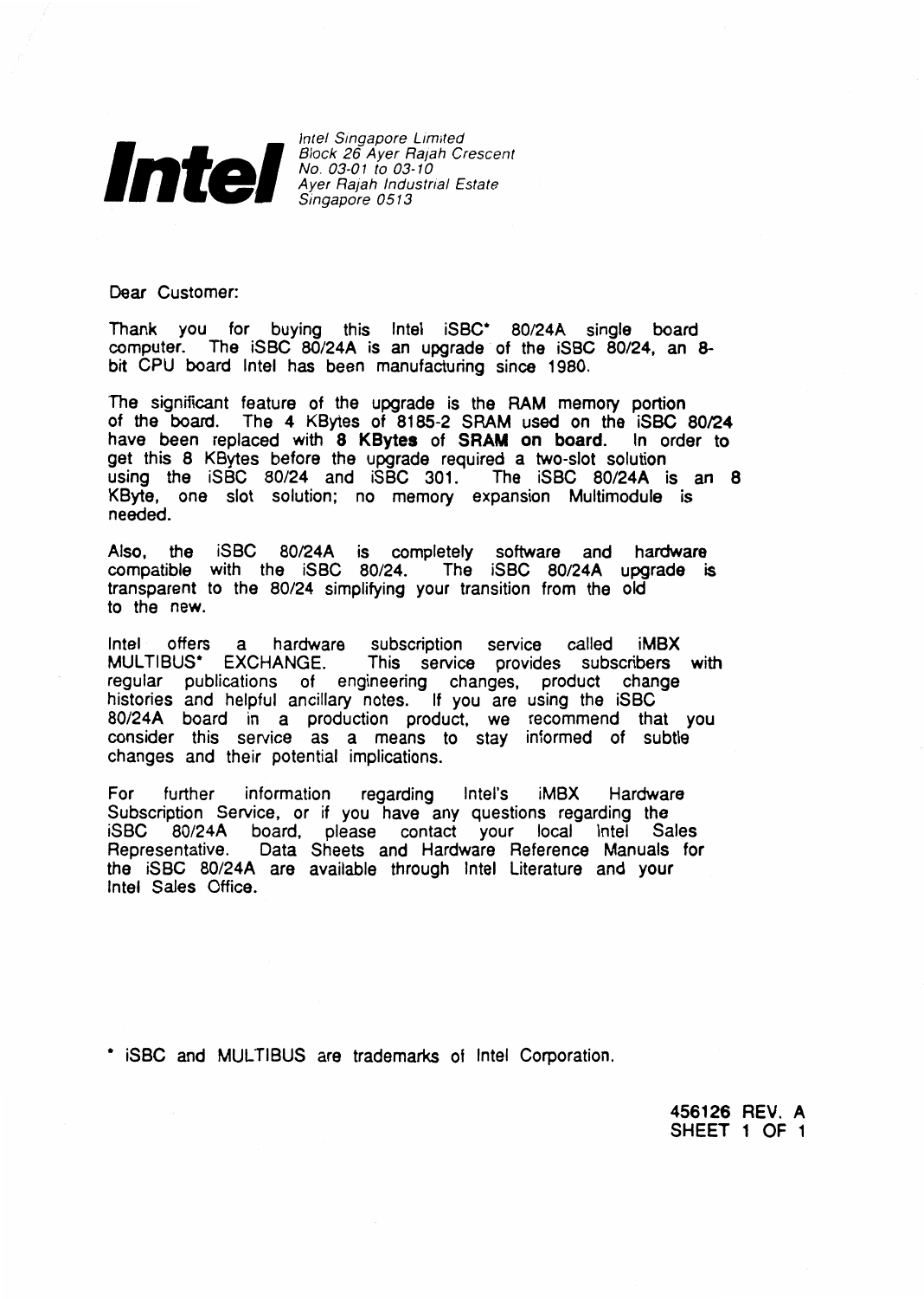**Intel**

*Intel Singapore Limited*
*Block 26 Ayer Rajah Crescent*
*No. 03-01 to 03-10*
*Ayer Rajah Industrial Estate*
*Singapore 0513*

Dear Customer:

Thank you for buying this Intel iSBC* 80/24A single board computer. The iSBC 80/24A is an upgrade of the iSBC 80/24, an 8-bit CPU board Intel has been manufacturing since 1980.

The significant feature of the upgrade is the RAM memory portion of the board. The 4 KBytes of 8185-2 SRAM used on the iSBC 80/24 have been replaced with **8 KBytes** of **SRAM on board**. In order to get this 8 KBytes before the upgrade required a two-slot solution using the iSBC 80/24 and iSBC 301. The iSBC 80/24A is an 8 KByte, one slot solution; no memory expansion Multimodule is needed.

Also, the iSBC 80/24A is completely software and hardware compatible with the iSBC 80/24. The iSBC 80/24A upgrade is transparent to the 80/24 simplifying your transition from the old to the new.

Intel offers a hardware subscription service called iMBX MULTIBUS* EXCHANGE. This service provides subscribers with regular publications of engineering changes, product change histories and helpful ancillary notes. If you are using the iSBC 80/24A board in a production product, we recommend that you consider this service as a means to stay informed of subtle changes and their potential implications.

For further information regarding Intel's iMBX Hardware Subscription Service, or if you have any questions regarding the iSBC 80/24A board, please contact your local Intel Sales Representative. Data Sheets and Hardware Reference Manuals for the iSBC 80/24A are available through Intel Literature and your Intel Sales Office.

\* iSBC and MULTIBUS are trademarks of Intel Corporation.

456126 REV. A
SHEET 1 OF 1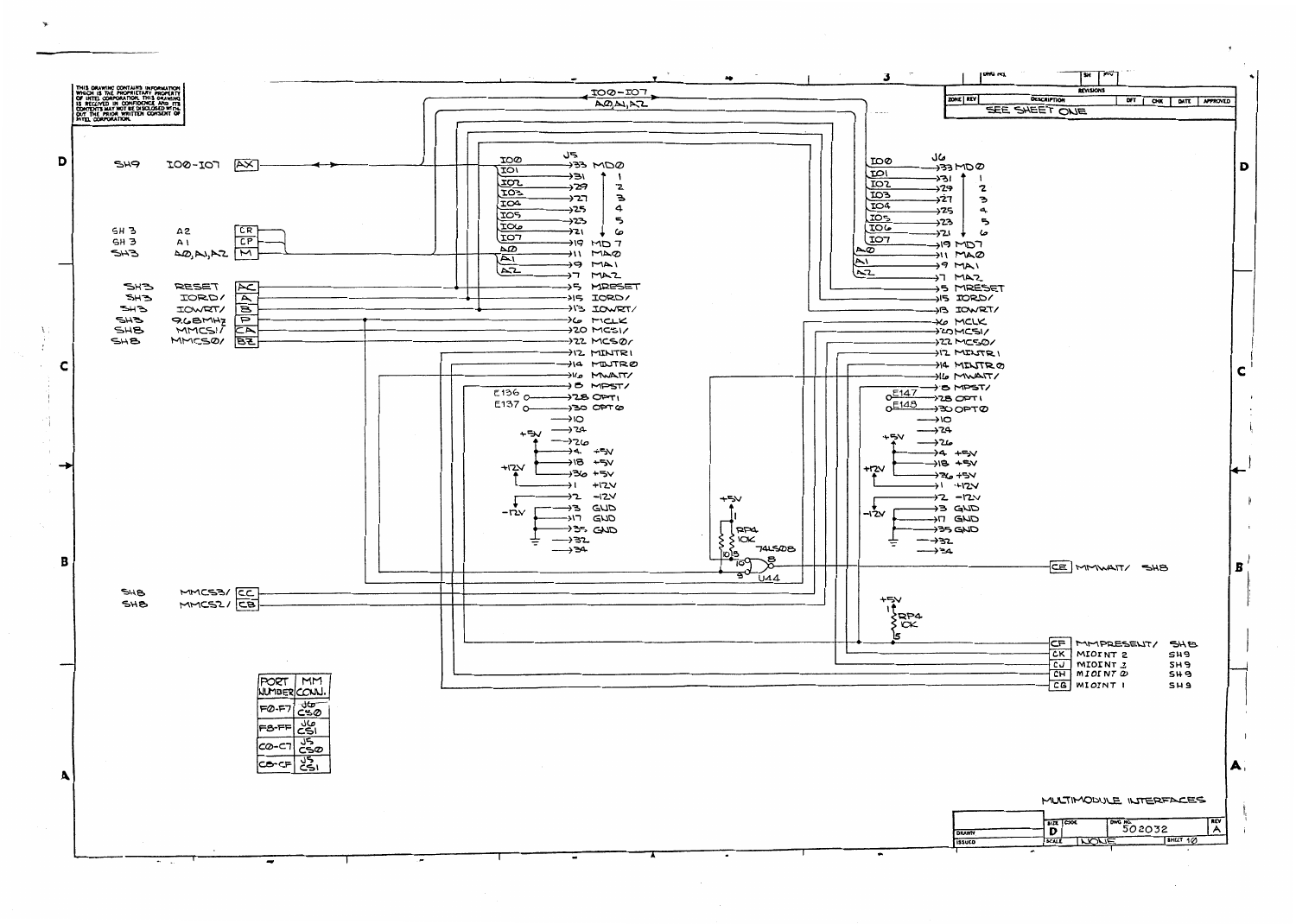THIS DRAWING CONTAINS INFORMATION WHICH IS THE PROPRIETARY PROPERTY OF INTEL CORPORATION. THIS DRAWING IS RECEIVED IN CONFIDENCE AND ITS CONTENTS MAY NOT BE DISCLOSED WITHOUT THE PRIOR WRITTEN CONSENT OF INTEL CORPORATION.

REVISIONS

| ZONE | REV | DESCRIPTION | DFT | CHK | DATE | APPROVED |
|---|---|---|---|---|---|---|
| | | SEE SHEET ONE | | | | |

IO0-IO7
A0,A1,A2

| | | | |
|---|---|---|---|
| SH9 | IO0-IO7 | AX | |
| SH 3 | A2 | CR | |
| SH 3 | A1 | CP | |
| SH3 | A0,A1,A2 | M | |
| SH3 | RESET | AC | |
| SH3 | IORD/ | A | |
| SH3 | IOWRT/ | B | |
| SH3 | 9.6MHz | P | |
| SH8 | MMCS1/ | CA | |
| SH8 | MMCS0/ | BZ | |
| SH8 | MMCS3/ | CC | |
| SH8 | MMCS2/ | CB | |

J5: IO0 →33 MD0, IO1 →31 1, IO2 →29 2, IO3 →27 3, IO4 →25 4, IO5 →23 5, IO6 →21 6, IO7 →19 MD 7, A0 →11 MA0, A1 →9 MA1, A2 →7 MA2, →5 MRESET, →15 IORD/, →13 IOWRT/, →6 MCLK, →20 MCS1/, →22 MCS0/, →12 MINTR1, →14 MINTR0, →16 MWAIT/, →8 MPST/, E136 →28 OPT1, E137 →30 OPT0, →10, +5V →24, →26, →4 +5V, →18 +5V, +12V →36 +5V, →1 +12V, →2 -12V, -12V →3 GND, →17 GND, →35 GND, →32, →34

J6: IO0 →33 MD0, IO1 →31 1, IO2 →29 2, IO3 →27 3, IO4 →25 4, IO5 →23 5, IO6 →21 6, IO7 →19 MD7, A0 →11 MA0, A1 →9 MA1, A2 →7 MA2, →5 MRESET, →15 IORD/, →13 IOWRT/, →6 MCLK, →20 MCS1/, →22 MCS0/, →12 MINTR1, →14 MINTR0, →16 MWAIT/, →8 MPST/, E147 →28 OPT1, E148 →30 OPT0, →10, +5V →24, →26, →4 +5V, →18 +5V, +12V →36 +5V, →1 +12V, →2 -12V, -12V →3 GND, →17 GND, →35 GND, →32, →34

+5V, RP4 10K, 74LS08, U44 (pins 9, 10, 8)

+5V, RP4 10K (5)

| | | |
|---|---|---|
| CE | MMWAIT/ | SH8 |
| CF | MMPRESENT/ | SH8 |
| CK | MIOINT 2 | SH9 |
| CJ | MIOINT 3 | SH9 |
| CH | MIOINT 0 | SH9 |
| CG | MIOINT 1 | SH9 |

| PORT NUMBER | MM CONN. |
|---|---|
| F0-F7 | J6 CS0 |
| F8-FF | J6 CS1 |
| C0-C7 | J5 CS0 |
| C8-CF | J5 CS1 |

MULTIMODULE INTERFACES

| SIZE | CODE | DWG NO. | REV |
|---|---|---|---|
| D | | 502032 | A |
| SCALE | NONE | SHEET 10 | |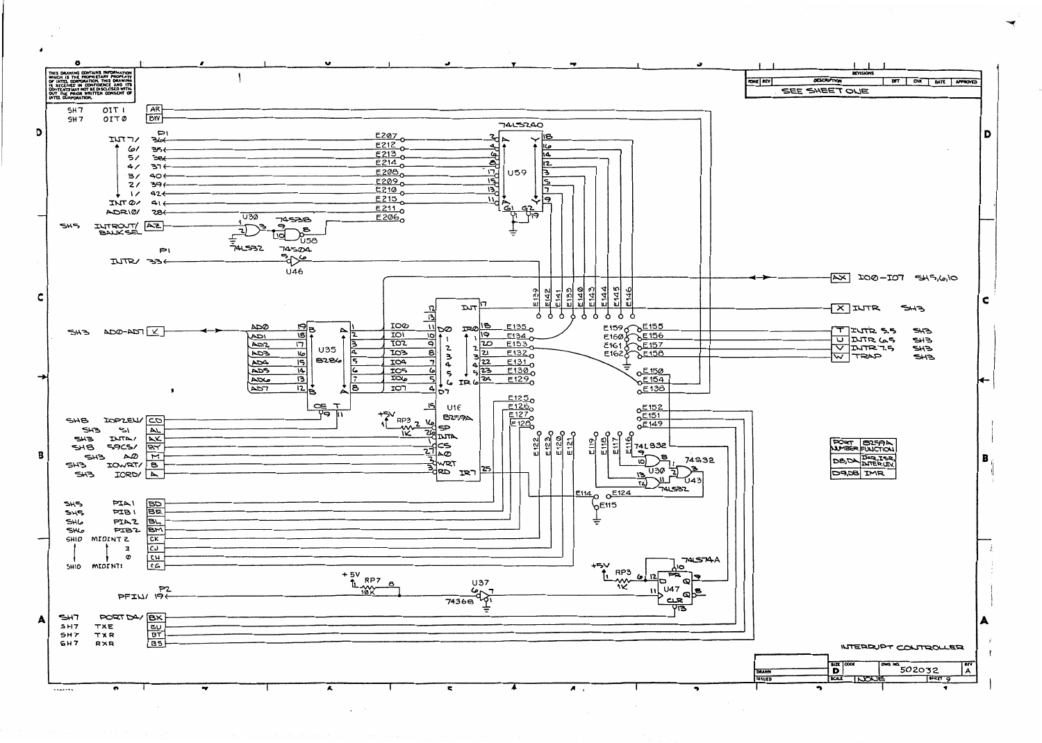THIS DRAWING CONTAINS INFORMATION WHICH IS THE PROPRIETARY PROPERTY OF INTEL CORPORATION. THIS DRAWING IS RECEIVED IN CONFIDENCE AND ITS CONTENTS MAY NOT BE DISCLOSED WITHOUT THE PRIOR WRITTEN CONSENT OF INTEL CORPORATION.

| REVISIONS | | | | | | |
|---|---|---|---|---|---|---|
| ZONE | REV | DESCRIPTION | DFT | CHK | DATE | APPROVED |
| | | SEE SHEET ONE | | | | |

| PORT NUMBER | 8259A FUNCTION |
|---|---|
| D8,DA | IRR,ISR, INTER.LEV. |
| D9,DB | IMR |

INTERRUPT CONTROLLER

| SIZE | CODE | DWG NO. | REV |
|---|---|---|---|
| D | | 502032 | A |
| SCALE | NONE | SHEET 9 | |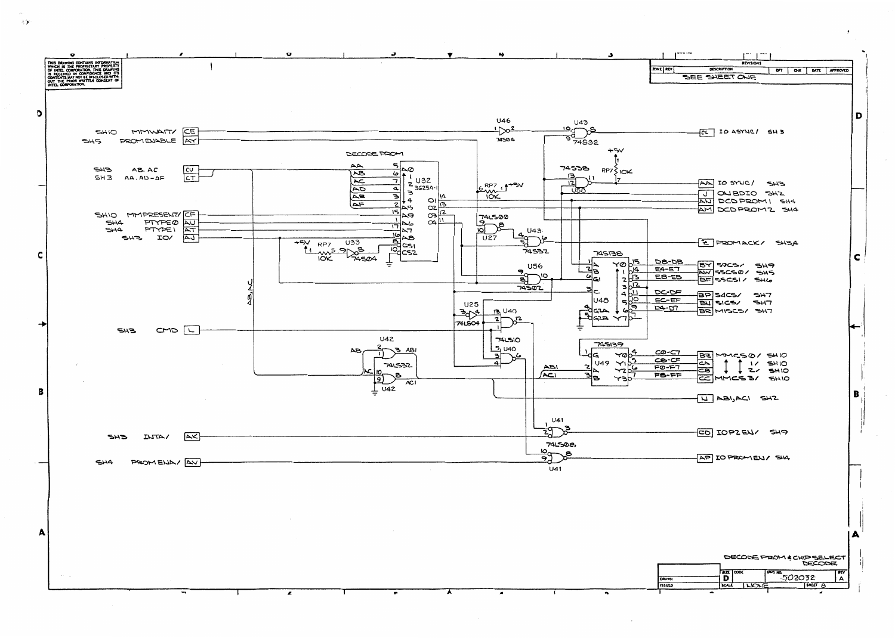THIS DRAWING CONTAINS INFORMATION WHICH IS THE PROPRIETARY PROPERTY OF INTEL CORPORATION. THIS DRAWING IS RECEIVED IN CONFIDENCE AND ITS CONTENTS MAY NOT BE DISCLOSED WITHOUT THE PRIOR WRITTEN CONSENT OF INTEL CORPORATION.

| ZONE | REV | DESCRIPTION | DFT | CHK | DATE | APPROVED |
|---|---|---|---|---|---|---|
| | | SEE SHEET ONE | | | | |

DECODE PROM

SH10 MMWAIT/ CE
SH5 PROM ENABLE AY
SH3 AB, AC CU
SH3 AA, AD-AF CT
SH10 MMPRESENT/ CF
SH4 PTYPE0 AU
SH4 PTYPE1 AT
SH3 IO/ AJ
SH3 CMD L
SH3 INTA/ AK
SH4 PROMENA/ AV

U32 3625A-1, U46 74S04, U43 74S32, 74S38 U58, RP7 10K, U33 74S04, 74LS00 U27, U56 74S02, 74S138 U48, U25 74LS04, U40 74LS10, U42 74LS32, 74S139 U49, U41 74LS08

CL IO ASYNC/ SH3
AA IO SYNC/ SH3
J ONBDIO SH2
AN DCDPROM1 SH4
AM DCDPROM2 SH4
Z PROMACK/ SH3,4
D8-DB BY S9CS/ SH9
E4-E7 AW SSCS0/ SH5
E8-EB BF SSCS1/ SH6
DC-DF BP S4CS/ SH7
EC-EF BN S1CS/ SH7
D4-D7 BR MISCS/ SH7
C0-C7 BZ MMCS0/ SH10
C8-CF CA 1/ SH10
F0-F7 CB 2/ SH10
F8-FF CC MMCS3/ SH10
U AB1,AC1 SH2
CD IOP2EN/ SH9
AP IO PROMEN/ SH4

DECODE PROM & CHIP SELECT DECODE

| SIZE | CODE | DWG NO. | REV |
|---|---|---|---|
| D | | 502032 | A |

SCALE NONE — SHEET 8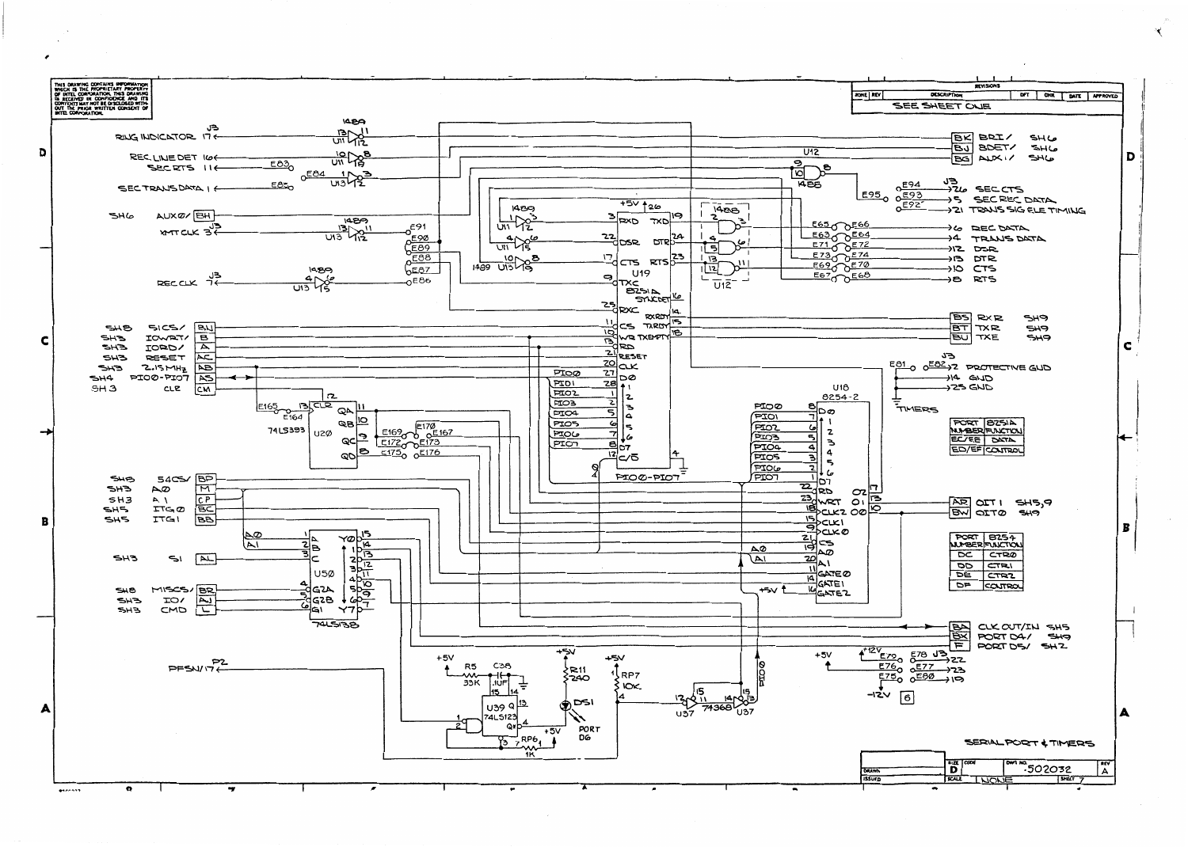THIS DRAWING CONTAINS INFORMATION WHICH IS THE PROPRIETARY PROPERTY OF INTEL CORPORATION. THIS DRAWING IS RECEIVED IN CONFIDENCE AND ITS CONTENTS MAY NOT BE DISCLOSED WITHOUT THE PRIOR WRITTEN CONSENT OF INTEL CORPORATION.

| REVISIONS | | | | | | |
|---|---|---|---|---|---|---|
| ZONE | REV | DESCRIPTION | DFT | CHK | DATE | APPROVED |
| | | SEE SHEET ONE | | | | |

| PORT NUMBER | 8251A FUNCTION |
|---|---|
| EC/EE | DATA |
| ED/EF | CONTROL |

| PORT NUMBER | 8254 FUNCTION |
|---|---|
| DC | CTR0 |
| DD | CTR1 |
| DE | CTR2 |
| DF | CONTROL |

SERIAL PORT & TIMERS

| SIZE | CODE | DWG NO. | REV |
|---|---|---|---|
| D | | 502032 | A |
| SCALE | NONE | | SHEET 7 |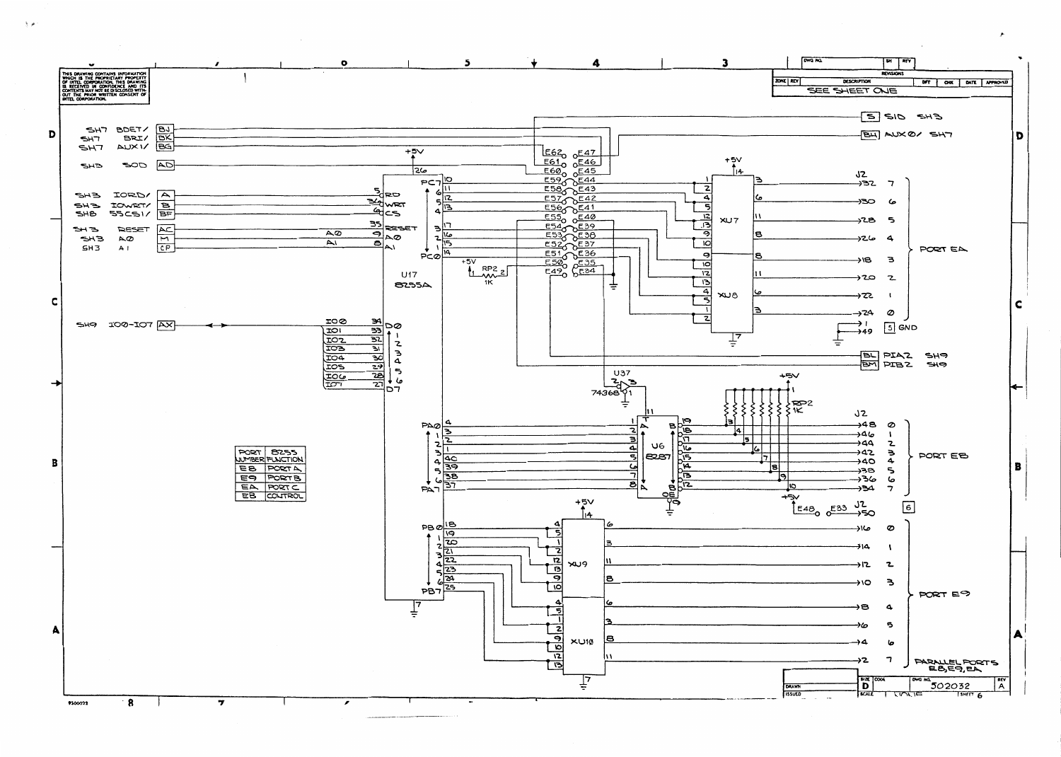THIS DRAWING CONTAINS INFORMATION WHICH IS THE PROPRIETARY PROPERTY OF INTEL CORPORATION. THIS DRAWING IS RECEIVED IN CONFIDENCE AND ITS CONTENTS MAY NOT BE DISCLOSED WITHOUT THE PRIOR WRITTEN CONSENT OF INTEL CORPORATION.

REVISIONS

| ZONE | REV | DESCRIPTION | DFT | CHK | DATE | APPROVED |
|---|---|---|---|---|---|---|
| | | SEE SHEET ONE | | | | |

SH7 BDET/ BJ
SH7 BRI/ BK
SH7 AUX1/ BG
SH3 SOD AD
SH3 IORD/ A
SH3 IOWRT/ B
SH8 55CS1/ BF
SH3 RESET AC
SH3 A0 M
SH3 A1 CP
SH9 IO0-IO7 AX

U17 8255A

S SID SH3
BH AUX0/ SH7

XU7, XU8, XU9, XU10

J2

PORT EA
PORT EB
PORT E9

5 GND

BL PIA2 SH9
BM PIB2 SH9

U37 74368
U6 8287
RP2 1K

| PORT NUMBER | 8255 FUNCTION |
|---|---|
| E8 | PORT A |
| E9 | PORT B |
| EA | PORT C |
| EB | CONTROL |

PARALLEL PORTS E8,E9,EA

| SIZE | CODE | DWG NO. | REV |
|---|---|---|---|
| D | | 502032 | A |

SHEET 6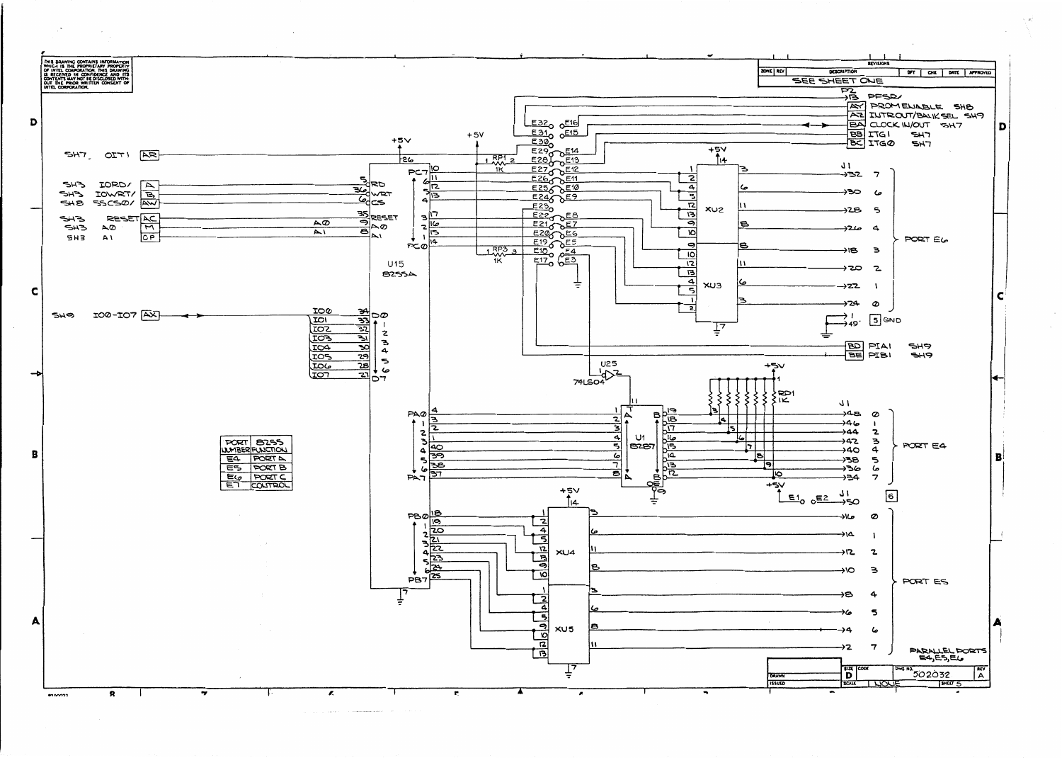THIS DRAWING CONTAINS INFORMATION WHICH IS THE PROPRIETARY PROPERTY OF INTEL CORPORATION. THIS DRAWING IS RECEIVED IN CONFIDENCE AND ITS CONTENTS MAY NOT BE DISCLOSED WITHOUT THE PRIOR WRITTEN CONSENT OF INTEL CORPORATION.

| ZONE | REV | DESCRIPTION | DFT | CHK | DATE | APPROVED |
|---|---|---|---|---|---|---|
| | | SEE SHEET ONE | | | | |

P2

- 13 PFSR/
- AY PROM ENABLE SH8
- AZ INTROUT/BANKSEL SH9
- BA CLOCK IN/OUT SH7
- BB ITG1 SH7
- BC ITG0 SH7

SH7 OIT1 AR

SH3 IORD/ A
SH3 IOWRT/ B
SH8 55CS0/ AW

SH3 RESET AC
SH3 A0 M
SH3 A1 CP

SH9 IO0-IO7 AX

U15 8255A

U1 8287

U25 74LS04

XU2, XU3, XU4, XU5

RP1 1K, RP3 1K, RP1 1K

J1 PORT E6: 32 (7), 30 (6), 28 (5), 26 (4), 18 (3), 20 (2), 22 (1), 24 (0); 1, 49 GND

BD PIA1 SH9
BE PIB1 SH9

J1 PORT E4: 48 (0), 46 (1), 44 (2), 42 (3), 40 (4), 38 (5), 36 (6), 34 (7); 50

J1 PORT E5: 16 (0), 14 (1), 12 (2), 10 (3), 8 (4), 6 (5), 4 (6), 2 (7)

| PORT NUMBER | 8255 FUNCTION |
|---|---|
| E4 | PORT A |
| E5 | PORT B |
| E6 | PORT C |
| E7 | CONTROL |

PARALLEL PORTS E4, E5, E6

| SIZE | CODE | DWG NO. | REV |
|---|---|---|---|
| D | | 502032 | A |
| SCALE | NONE | SHEET 5 | |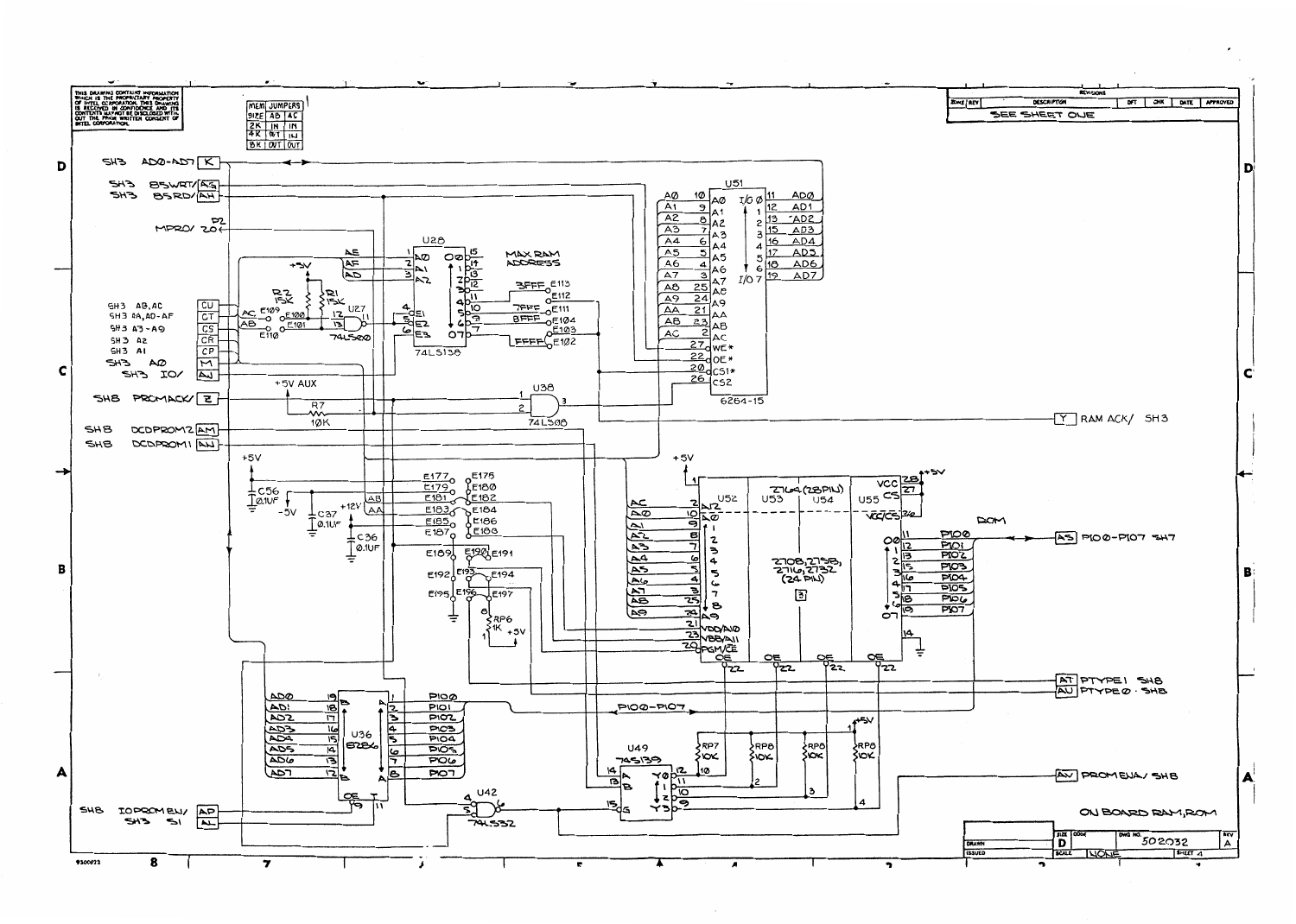THIS DRAWING CONTAINS INFORMATION WHICH IS THE PROPRIETARY PROPERTY OF INTEL CORPORATION. THIS DRAWING IS RECEIVED IN CONFIDENCE AND ITS CONTENTS MAY NOT BE DISCLOSED WITHOUT THE PRIOR WRITTEN CONSENT OF INTEL CORPORATION.

| MEM SIZE | JUMPERS AB | AC |
|---|---|---|
| 2K | IN | IN |
| 4K | OUT | IN |
| 8K | OUT | OUT |

| ZONE | REV | DESCRIPTION | DFT | CHK | DATE | APPROVED |
|---|---|---|---|---|---|---|
| | | SEE SHEET ONE | | | | |

SH3 ADØ-AD7 K
SH3 85WRT/ AG
SH3 85RD/ AH
P2 MPRO/ 20
SH3 A8,AC CU
SH3 AA,AD-AF CT
SH3 A3-A9 CS
SH3 A2 CR
SH3 A1 CP
SH3 AØ M
SH3 IO/ AJ
SH8 PROMACK/ Z
SH8 DCDPROM2 AM
SH8 DCDPROM1 AN

U28 74LS138 — MAX RAM ADDRESS: 3FFF E113, E112; 7FFF E111; BFFF E104, E103; FFFF E102

U27 74LS20, R2 15K, R1 15K, E109, E100, E110, E101

U51 6264-15

U38 74LS08, R7 10K, +5V AUX

Y RAM ACK/ SH3

C56 0.1UF, C37 0.1UF, C36 0.1UF, +5V, -5V, +12V

E177–E197, RP6 1K

U52 U53 U54 U55 — 2764 (28 PIN); 2708, 2758, 2716, 2732 (24 PIN) — ROM

AS PIØØ-PIØ7 SH7

AT PTYPE1 SH8
AU PTYPEØ SH8

U36 8286

U49 74S139, RP7 10K, RP8 10K

AV PROMENA/ SH8

U42 74LS32

SH8 IOPROMEN/ AP
SH3 S1 AL

ON BOARD RAM, ROM

| SIZE | CODE | DWG NO. | REV |
|---|---|---|---|
| D | | 502032 | A |
| SCALE NONE | | | SHEET 4 |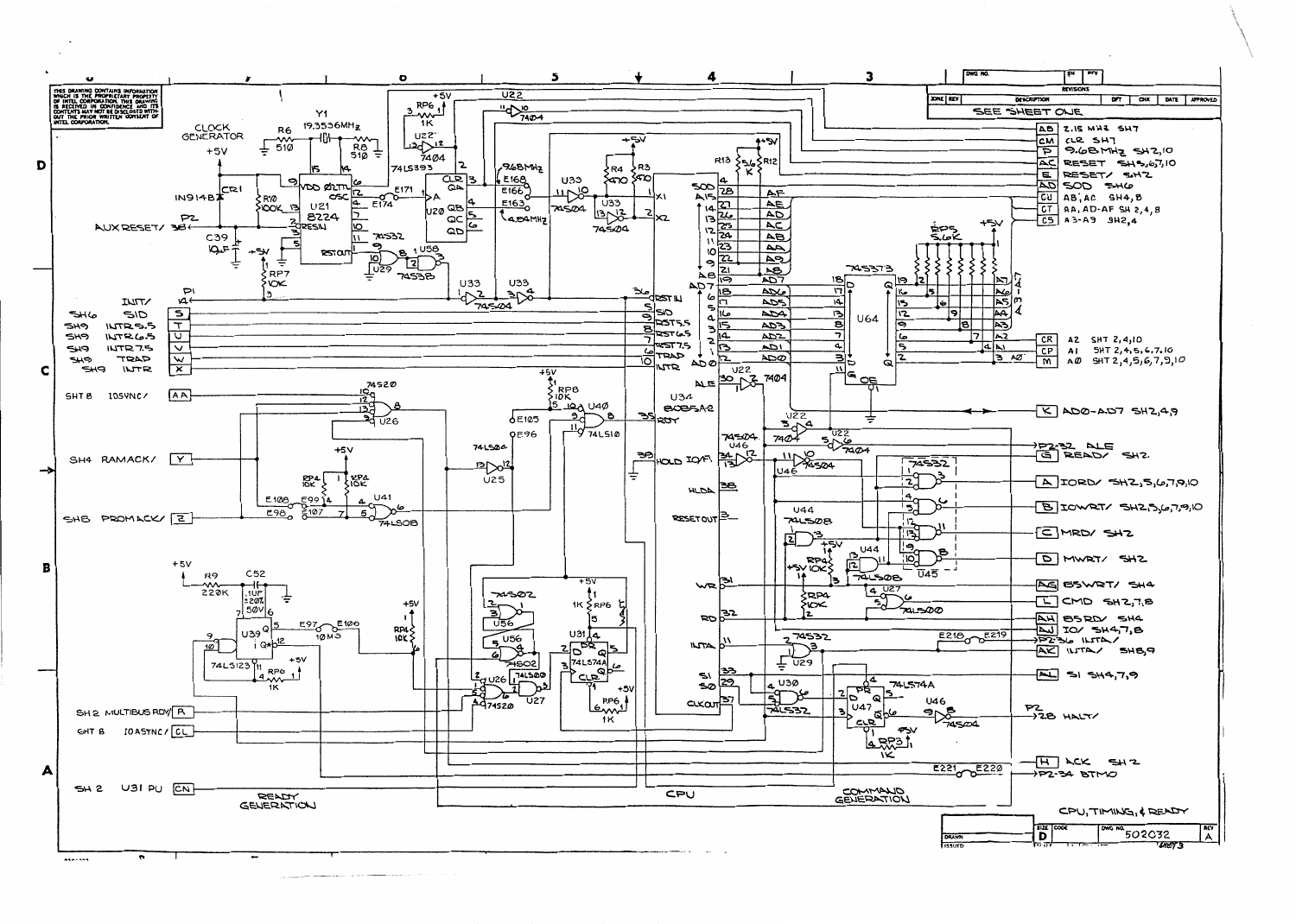THIS DRAWING CONTAINS INFORMATION WHICH IS THE PROPRIETARY PROPERTY OF INTEL CORPORATION. THIS DRAWING IS RECEIVED IN CONFIDENCE AND ITS CONTENTS MAY NOT BE DISCLOSED WITHOUT THE PRIOR WRITTEN CONSENT OF INTEL CORPORATION.

REVISIONS: SEE SHEET ONE

| Signal | Destination |
|---|---|
| AB | 2.15 MHz SH7 |
| CM | CLR SH7 |
| P | 9.68 MHz SH2,10 |
| AC | RESET SH3,6,7,10 |
| E | RESET/ SH2 |
| AD | SOD SH6 |
| CU | AB, AC SH4,8 |
| CT | AA, AD-AF SH 2,4,8 |
| CS | A3-A9 SH2,4 |
| CR | A2 SHT 2,4,10 |
| CP | A1 SHT 2,4,5,6,7,10 |
| M | AØ SHT 2,4,5,6,7,9,10 |
| K | ADØ-AD7 SH2,4,9 |
| | P2-32 ALE |
| G | READ/ SH2 |
| A | IORD/ SH2,5,6,7,9,10 |
| B | IOWRT/ SH2,5,6,7,9,10 |
| C | MRD/ SH2 |
| D | MWRT/ SH2 |
| AG | 85WRT/ SH4 |
| L | CMD SH2,7,8 |
| AH | 85RD/ SH4 |
| AJ | IO/ SH4,7,8 |
| | P2-36 INTA/ |
| AK | INTA/ SH8,9 |
| AL | SI SH4,7,9 |
| | P2-28 HALT/ |
| H | ACK SH2 |
| | P2-34 BTMO |

Inputs: AUX RESET/ P2-38; INIT/ P1-14; SH6 SID (S); SH9 INTR5.5 (T); SH9 INTR6.5 (U); SH9 INTR7.5 (V); SH9 TRAP (W); SH9 INTR (X); SHT 8 IOSYNC/ (AA); SH4 RAMACK/ (Y); SH8 PROMACK/ (Z); SH2 MULTIBUS RDY/ (R); SHT 8 IOASYNC/ (CL); SH 2 U31 PU (CN)

CLOCK GENERATOR — Y1 19.3536MHz; U21 8224; U20 74LS393; 9.68MHz; 4.84MHz; CPU — U34 8085A-2; U64 74S373; RP5 5.6K

READY GENERATION — CPU — COMMAND GENERATION

CPU, TIMING, & READY

SIZE D — DWG NO. 502032 — REV A — SHEET 3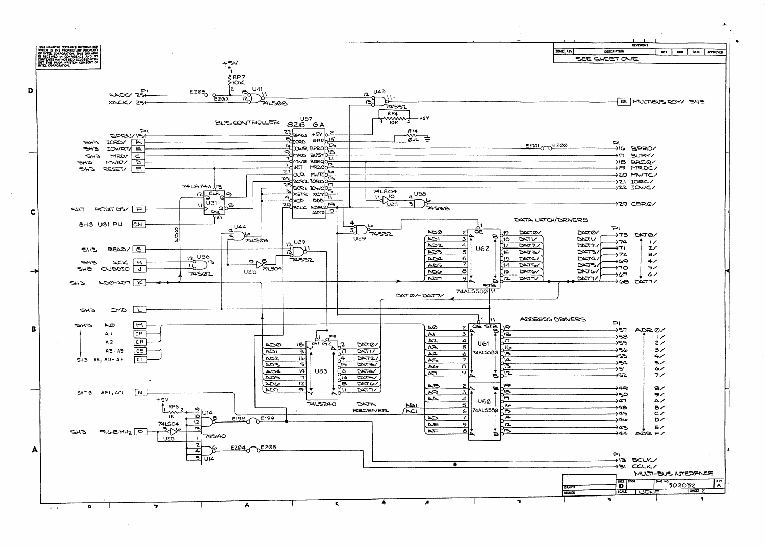THIS DRAWING CONTAINS INFORMATION WHICH IS THE PROPRIETARY PROPERTY OF INTEL CORPORATION. THIS DRAWING IS RECEIVED IN CONFIDENCE AND ITS CONTENTS MAY NOT BE DISCLOSED WITHOUT THE PRIOR WRITTEN CONSENT OF INTEL CORPORATION.

| ZONE | REV | DESCRIPTION | DFT | CHK | DATE | APPROVED |
|---|---|---|---|---|---|---|
| | | SEE SHEET ONE | | | | |

BUS CONTROLLER U57 8218 GA

DATA LATCH/DRIVERS

ADDRESS DRIVERS

DATA RECEIVER

MULTI-BUS INTERFACE

| SIZE | CODE | DWG NO. | REV |
|---|---|---|---|
| D | | 502032 | A |
| SCALE | NONE | SHEET 2 | |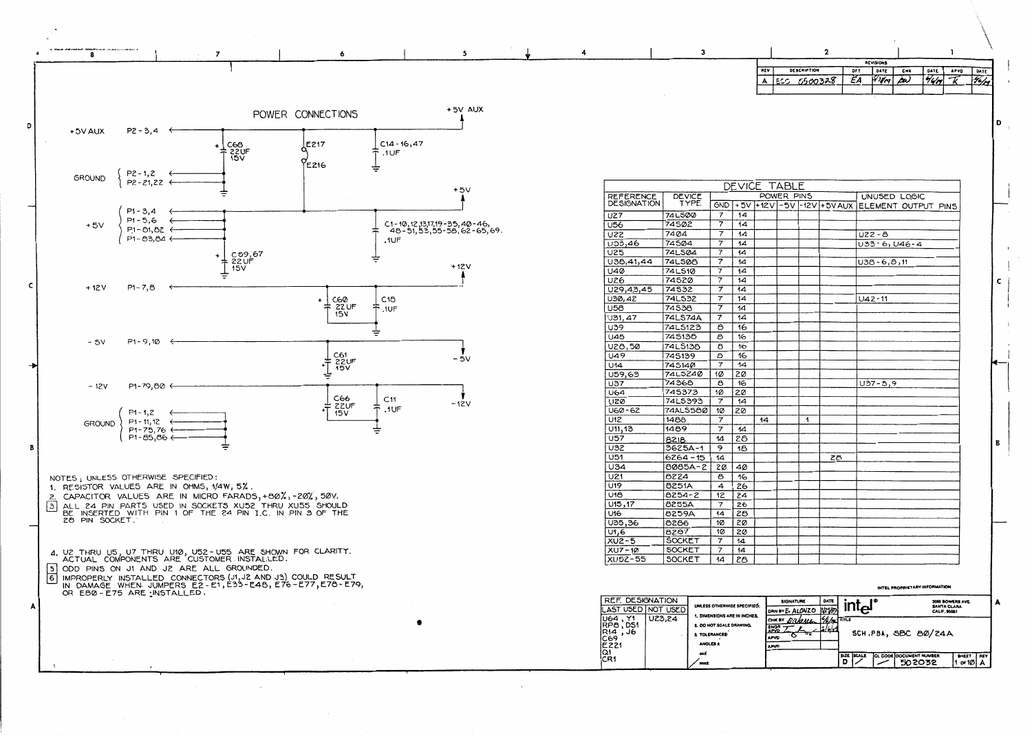## POWER CONNECTIONS

+5V AUX P2-3,4 — C68 22UF 15V — E217/E216 — C14-16,47 .1UF — +5V AUX

GROUND P2-1,2 / P2-21,22

+5V P1-3,4 / P1-5,6 / P1-81,82 / P1-83,84 — C59,67 22UF 15V — C1-10,12,13,17,19-35,40-46, 48-51,53,55-58,62-65,69. .1UF — +5V

+12V P1-7,8 — C60 22UF 15V — C18 .1UF — +12V

-5V P1-9,10 — C61 22UF 15V — -5V

-12V P1-79,80 — C66 22UF 15V — C11 .1UF — -12V

GROUND P1-1,2 / P1-11,12 / P1-75,76 / P1-85,86

NOTES; UNLESS OTHERWISE SPECIFIED:

1. RESISTOR VALUES ARE IN OHMS, 1/4W, 5%.
2. CAPACITOR VALUES ARE IN MICRO FARADS, +80%, -20%, 50V.
3. ALL 24 PIN PARTS USED IN SOCKETS XU52 THRU XU55 SHOULD BE INSERTED WITH PIN 1 OF THE 24 PIN I.C. IN PIN 3 OF THE 28 PIN SOCKET.
4. U2 THRU U5, U7 THRU U10, U52-U55 ARE SHOWN FOR CLARITY. ACTUAL COMPONENTS ARE CUSTOMER INSTALLED.
5. ODD PINS ON J1 AND J2 ARE ALL GROUNDED.
6. IMPROPERLY INSTALLED CONNECTORS (J1, J2 AND J3) COULD RESULT IN DAMAGE WHEN JUMPERS E2-E1, E33-E48, E76-E77, E78-E79, OR E80-E75 ARE INSTALLED.

| REV | DESCRIPTION | DFT | DATE | CHK | DATE | APVD | DATE |
|---|---|---|---|---|---|---|---|
| A | ECO 5500328 | EA | 4/4/79 | | 4/4/79 | | 4/4/79 |

## DEVICE TABLE

| REFERENCE DESIGNATION | DEVICE TYPE | GND | +5V | +12V | -5V | -12V | +5V AUX | UNUSED LOGIC ELEMENT OUTPUT PINS |
|---|---|---|---|---|---|---|---|---|
| U27 | 74LS00 | 7 | 14 | | | | | |
| U56 | 74S02 | 7 | 14 | | | | | |
| U22 | 7404 | 7 | 14 | | | | | U22-8 |
| U33,46 | 74S04 | 7 | 14 | | | | | U33-6, U46-4 |
| U25 | 74LS04 | 7 | 14 | | | | | |
| U38,41,44 | 74LS08 | 7 | 14 | | | | | U38-6,8,11 |
| U40 | 74LS10 | 7 | 14 | | | | | |
| U26 | 74S20 | 7 | 14 | | | | | |
| U29,43,45 | 74S32 | 7 | 14 | | | | | |
| U30,42 | 74LS32 | 7 | 14 | | | | | U42-11 |
| U58 | 74S38 | 7 | 14 | | | | | |
| U31,47 | 74LS74A | 7 | 14 | | | | | |
| U39 | 74LS123 | 8 | 16 | | | | | |
| U48 | 74S138 | 8 | 16 | | | | | |
| U28,50 | 74LS138 | 8 | 16 | | | | | |
| U49 | 74S139 | 8 | 16 | | | | | |
| U14 | 74S140 | 7 | 14 | | | | | |
| U59,63 | 74LS240 | 10 | 20 | | | | | |
| U37 | 74368 | 8 | 16 | | | | | U37-5,9 |
| U64 | 74S373 | 10 | 20 | | | | | |
| U20 | 74LS393 | 7 | 14 | | | | | |
| U60-62 | 74ALS580 | 10 | 20 | | | | | |
| U12 | 1488 | 7 | | 14 | | 1 | | |
| U11,13 | 1489 | 7 | 14 | | | | | |
| U57 | 8218 | 14 | 28 | | | | | |
| U32 | 3625A-1 | 9 | 18 | | | | | |
| U51 | 6264-15 | 14 | | | | | 28 | |
| U34 | 8085A-2 | 20 | 40 | | | | | |
| U21 | 8224 | 8 | 16 | | | | | |
| U19 | 8251A | 4 | 26 | | | | | |
| U18 | 8254-2 | 12 | 24 | | | | | |
| U15,17 | 8255A | 7 | 26 | | | | | |
| U16 | 8259A | 14 | 28 | | | | | |
| U35,36 | 8286 | 10 | 20 | | | | | |
| U1,6 | 8287 | 10 | 20 | | | | | |
| XU2-5 | SOCKET | 7 | 14 | | | | | |
| XU7-10 | SOCKET | 7 | 14 | | | | | |
| XU52-55 | SOCKET | 14 | 28 | | | | | |

| REF. DESIGNATION LAST USED | NOT USED |
|---|---|
| U64, Y1, RP8, DS1, R14, J6, C69, E221, Q1, CR1 | U23,24 |

UNLESS OTHERWISE SPECIFIED: 1. DIMENSIONS ARE IN INCHES. 2. DO NOT SCALE DRAWING. 3. TOLERANCES: ANGLES ±

DRN BY E. ALONZO

INTEL PROPRIETARY INFORMATION

intel® 3065 BOWERS AVE. SANTA CLARA CALIF. 95051

TITLE: SCH.PBA, SBC 80/24A

SIZE D — DOCUMENT NUMBER 502032 — SHEET 1 OF 10 — REV A